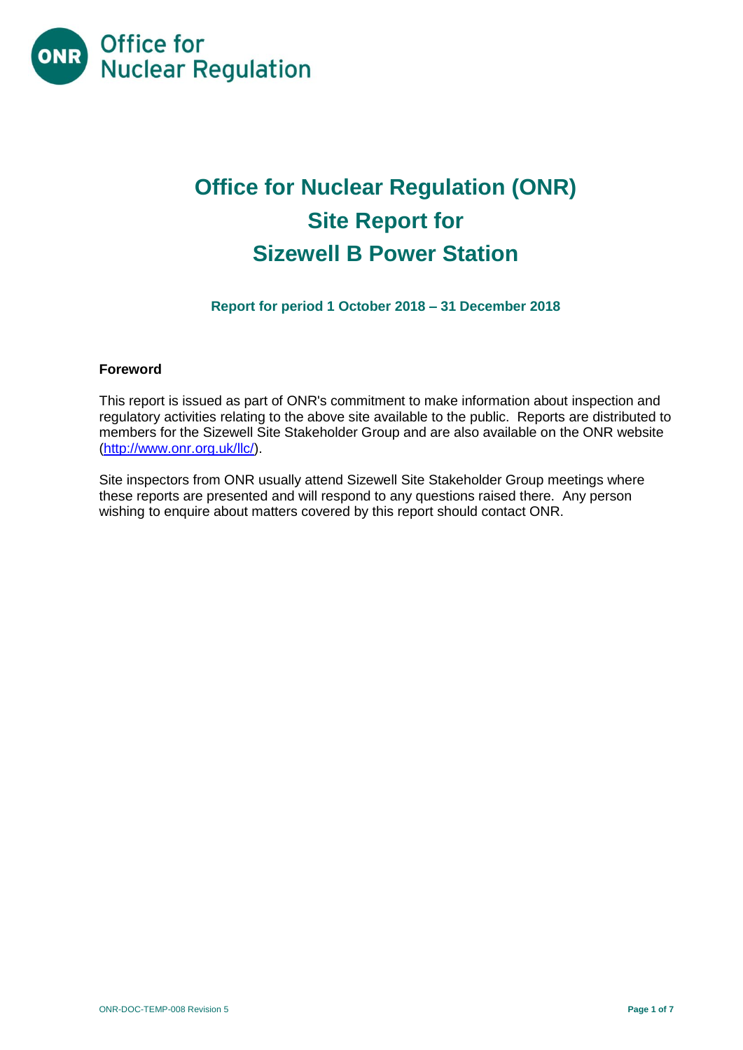# Office for Nuclear Regulation (ONR) Site Report for Sizewell B Power Station

**Report for period 1 October 2018 – 31 December 2018**

**Foreword**

This report is issued as part of ONR's commitment to make information about inspection and regulatory activities relating to the above site available to the public. Reports are distributed to members for the Sizewell Site Stakeholder Group and are also available on the ONR website (http://www.onr.org.uk/llc/).

Site inspectors from ONR usually attend Sizewell Site Stakeholder Group meetings where these reports are presented and will respond to any questions raised there. Any person wishing to enquire about matters covered by this report should contact ONR.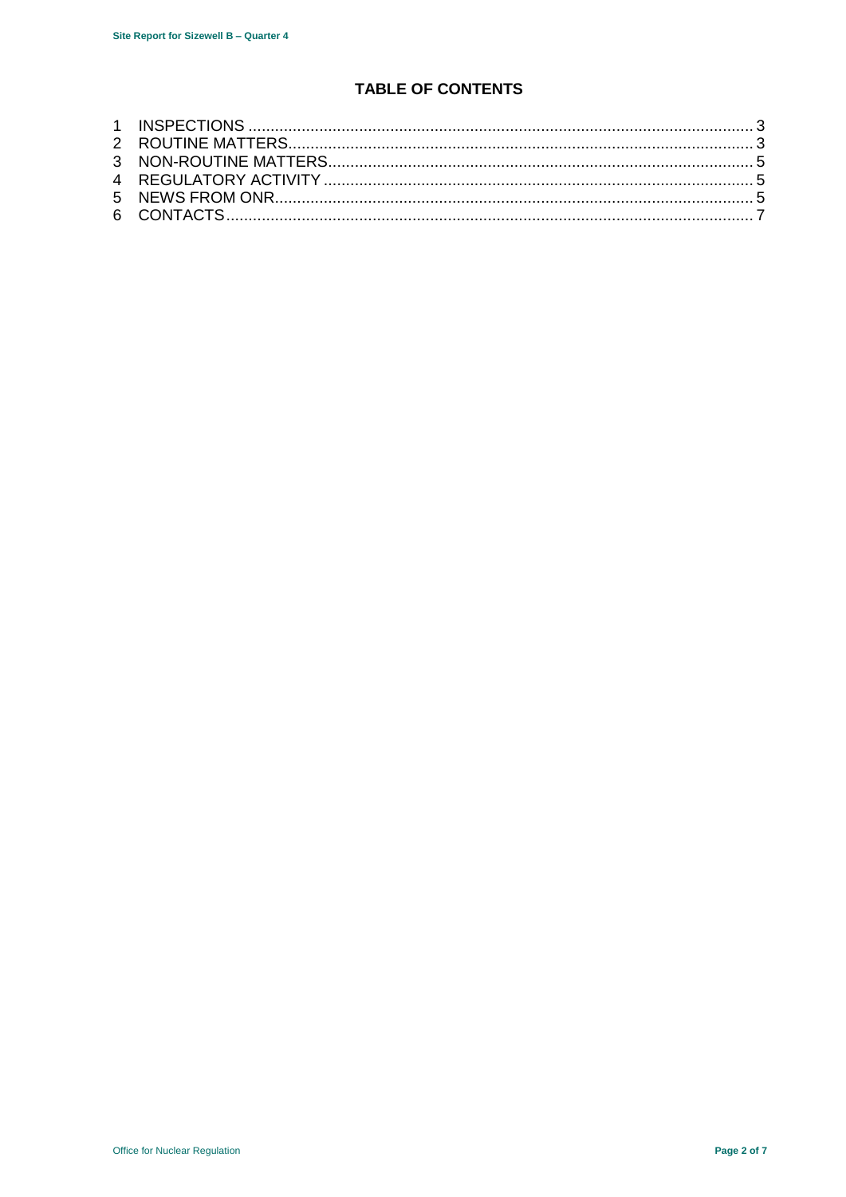## TABLE OF CONTENTS

1 INSPECTIONS ........................................................................................................ 3
2 ROUTINE MATTERS ................................................................................................ 3
3 NON-ROUTINE MATTERS ........................................................................................ 5
4 REGULATORY ACTIVITY ......................................................................................... 5
5 NEWS FROM ONR ................................................................................................... 5
6 CONTACTS .............................................................................................................. 7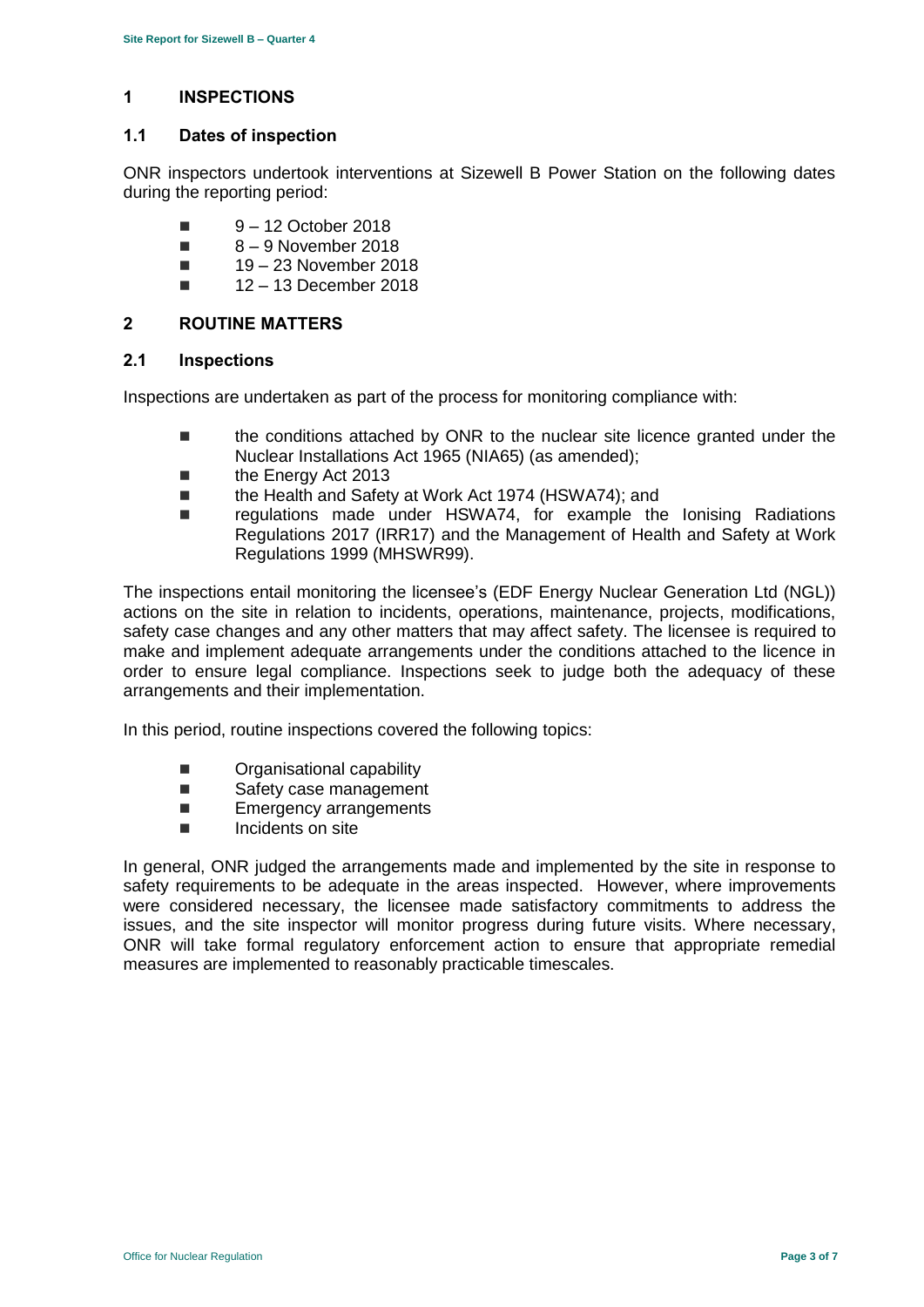## 1 INSPECTIONS

### 1.1 Dates of inspection

ONR inspectors undertook interventions at Sizewell B Power Station on the following dates during the reporting period:

- 9 – 12 October 2018
- 8 – 9 November 2018
- 19 – 23 November 2018
- 12 – 13 December 2018

## 2 ROUTINE MATTERS

### 2.1 Inspections

Inspections are undertaken as part of the process for monitoring compliance with:

- the conditions attached by ONR to the nuclear site licence granted under the Nuclear Installations Act 1965 (NIA65) (as amended);
- the Energy Act 2013
- the Health and Safety at Work Act 1974 (HSWA74); and
- regulations made under HSWA74, for example the Ionising Radiations Regulations 2017 (IRR17) and the Management of Health and Safety at Work Regulations 1999 (MHSWR99).

The inspections entail monitoring the licensee's (EDF Energy Nuclear Generation Ltd (NGL)) actions on the site in relation to incidents, operations, maintenance, projects, modifications, safety case changes and any other matters that may affect safety. The licensee is required to make and implement adequate arrangements under the conditions attached to the licence in order to ensure legal compliance. Inspections seek to judge both the adequacy of these arrangements and their implementation.

In this period, routine inspections covered the following topics:

- Organisational capability
- Safety case management
- Emergency arrangements
- Incidents on site

In general, ONR judged the arrangements made and implemented by the site in response to safety requirements to be adequate in the areas inspected. However, where improvements were considered necessary, the licensee made satisfactory commitments to address the issues, and the site inspector will monitor progress during future visits. Where necessary, ONR will take formal regulatory enforcement action to ensure that appropriate remedial measures are implemented to reasonably practicable timescales.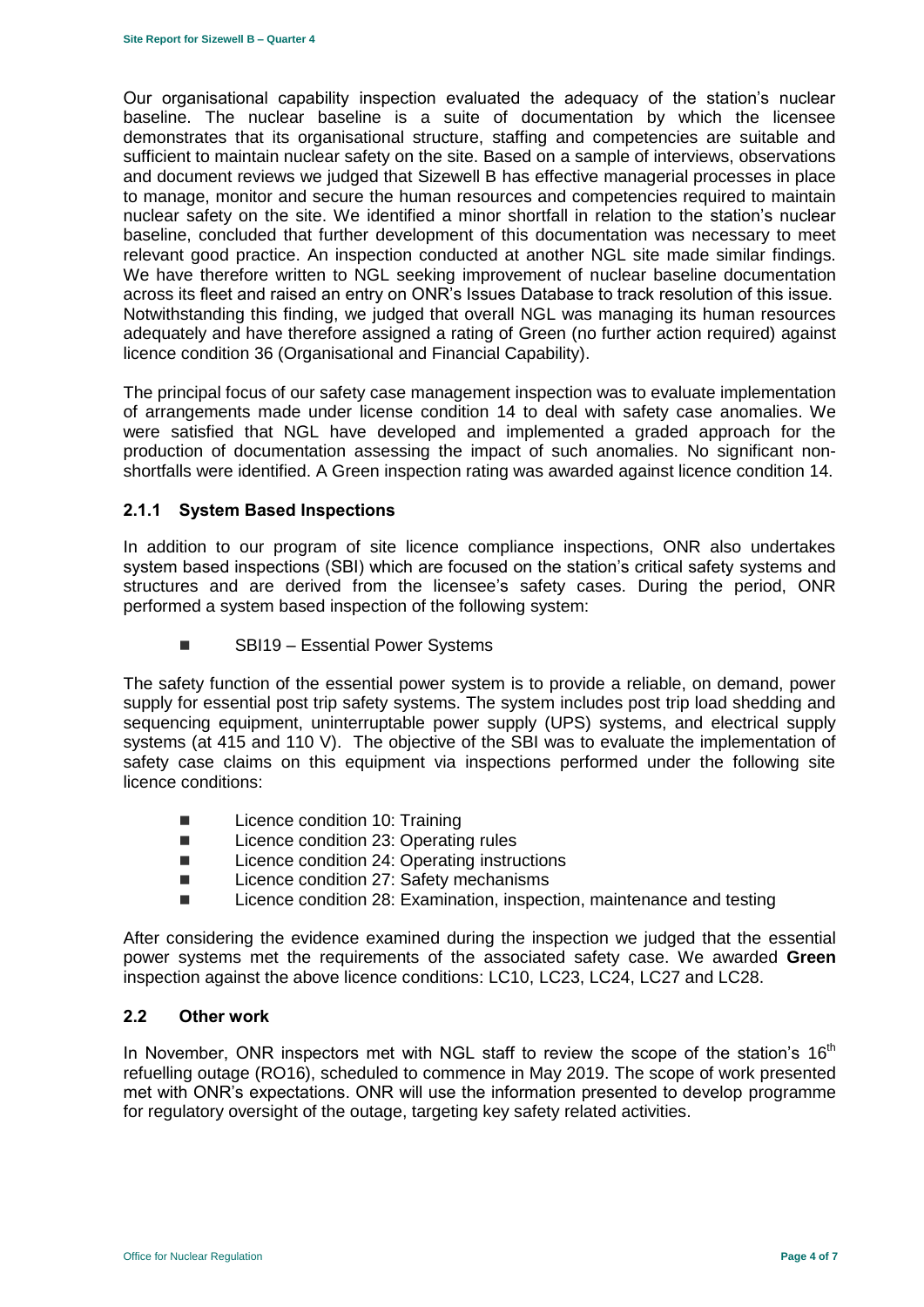Our organisational capability inspection evaluated the adequacy of the station's nuclear baseline. The nuclear baseline is a suite of documentation by which the licensee demonstrates that its organisational structure, staffing and competencies are suitable and sufficient to maintain nuclear safety on the site. Based on a sample of interviews, observations and document reviews we judged that Sizewell B has effective managerial processes in place to manage, monitor and secure the human resources and competencies required to maintain nuclear safety on the site. We identified a minor shortfall in relation to the station's nuclear baseline, concluded that further development of this documentation was necessary to meet relevant good practice. An inspection conducted at another NGL site made similar findings. We have therefore written to NGL seeking improvement of nuclear baseline documentation across its fleet and raised an entry on ONR's Issues Database to track resolution of this issue. Notwithstanding this finding, we judged that overall NGL was managing its human resources adequately and have therefore assigned a rating of Green (no further action required) against licence condition 36 (Organisational and Financial Capability).

The principal focus of our safety case management inspection was to evaluate implementation of arrangements made under license condition 14 to deal with safety case anomalies. We were satisfied that NGL have developed and implemented a graded approach for the production of documentation assessing the impact of such anomalies. No significant non-shortfalls were identified. A Green inspection rating was awarded against licence condition 14.

### 2.1.1 System Based Inspections

In addition to our program of site licence compliance inspections, ONR also undertakes system based inspections (SBI) which are focused on the station's critical safety systems and structures and are derived from the licensee's safety cases. During the period, ONR performed a system based inspection of the following system:

- SBI19 – Essential Power Systems

The safety function of the essential power system is to provide a reliable, on demand, power supply for essential post trip safety systems. The system includes post trip load shedding and sequencing equipment, uninterruptable power supply (UPS) systems, and electrical supply systems (at 415 and 110 V). The objective of the SBI was to evaluate the implementation of safety case claims on this equipment via inspections performed under the following site licence conditions:

- Licence condition 10: Training
- Licence condition 23: Operating rules
- Licence condition 24: Operating instructions
- Licence condition 27: Safety mechanisms
- Licence condition 28: Examination, inspection, maintenance and testing

After considering the evidence examined during the inspection we judged that the essential power systems met the requirements of the associated safety case. We awarded **Green** inspection against the above licence conditions: LC10, LC23, LC24, LC27 and LC28.

## 2.2 Other work

In November, ONR inspectors met with NGL staff to review the scope of the station's 16th refuelling outage (RO16), scheduled to commence in May 2019. The scope of work presented met with ONR's expectations. ONR will use the information presented to develop programme for regulatory oversight of the outage, targeting key safety related activities.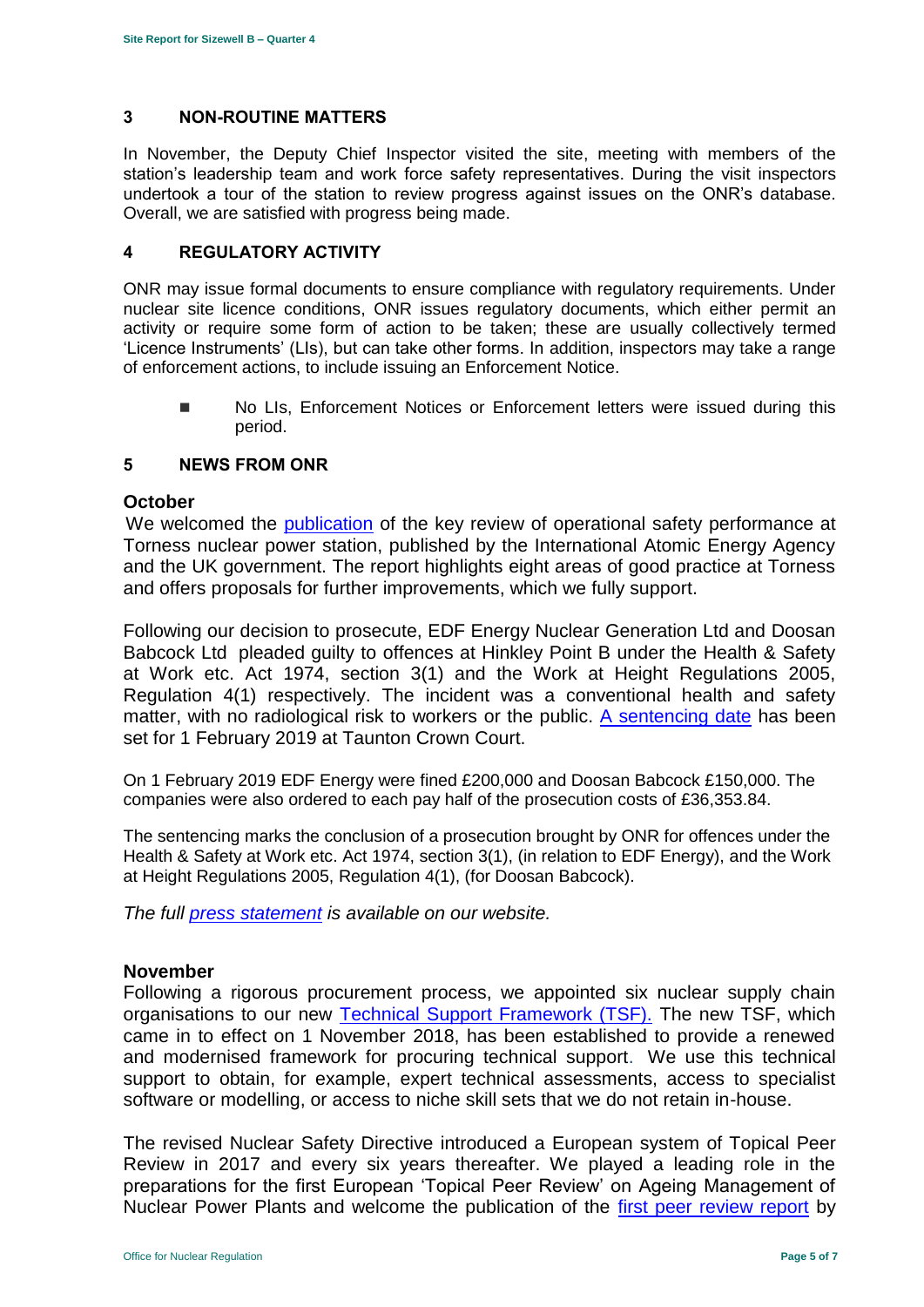## 3 NON-ROUTINE MATTERS

In November, the Deputy Chief Inspector visited the site, meeting with members of the station's leadership team and work force safety representatives. During the visit inspectors undertook a tour of the station to review progress against issues on the ONR's database. Overall, we are satisfied with progress being made.

## 4 REGULATORY ACTIVITY

ONR may issue formal documents to ensure compliance with regulatory requirements. Under nuclear site licence conditions, ONR issues regulatory documents, which either permit an activity or require some form of action to be taken; these are usually collectively termed 'Licence Instruments' (LIs), but can take other forms. In addition, inspectors may take a range of enforcement actions, to include issuing an Enforcement Notice.

- No LIs, Enforcement Notices or Enforcement letters were issued during this period.

## 5 NEWS FROM ONR

### October

We welcomed the publication of the key review of operational safety performance at Torness nuclear power station, published by the International Atomic Energy Agency and the UK government. The report highlights eight areas of good practice at Torness and offers proposals for further improvements, which we fully support.

Following our decision to prosecute, EDF Energy Nuclear Generation Ltd and Doosan Babcock Ltd pleaded guilty to offences at Hinkley Point B under the Health & Safety at Work etc. Act 1974, section 3(1) and the Work at Height Regulations 2005, Regulation 4(1) respectively. The incident was a conventional health and safety matter, with no radiological risk to workers or the public. A sentencing date has been set for 1 February 2019 at Taunton Crown Court.

On 1 February 2019 EDF Energy were fined £200,000 and Doosan Babcock £150,000. The companies were also ordered to each pay half of the prosecution costs of £36,353.84.

The sentencing marks the conclusion of a prosecution brought by ONR for offences under the Health & Safety at Work etc. Act 1974, section 3(1), (in relation to EDF Energy), and the Work at Height Regulations 2005, Regulation 4(1), (for Doosan Babcock).

*The full press statement is available on our website.*

### November

Following a rigorous procurement process, we appointed six nuclear supply chain organisations to our new Technical Support Framework (TSF). The new TSF, which came in to effect on 1 November 2018, has been established to provide a renewed and modernised framework for procuring technical support. We use this technical support to obtain, for example, expert technical assessments, access to specialist software or modelling, or access to niche skill sets that we do not retain in-house.

The revised Nuclear Safety Directive introduced a European system of Topical Peer Review in 2017 and every six years thereafter. We played a leading role in the preparations for the first European 'Topical Peer Review' on Ageing Management of Nuclear Power Plants and welcome the publication of the first peer review report by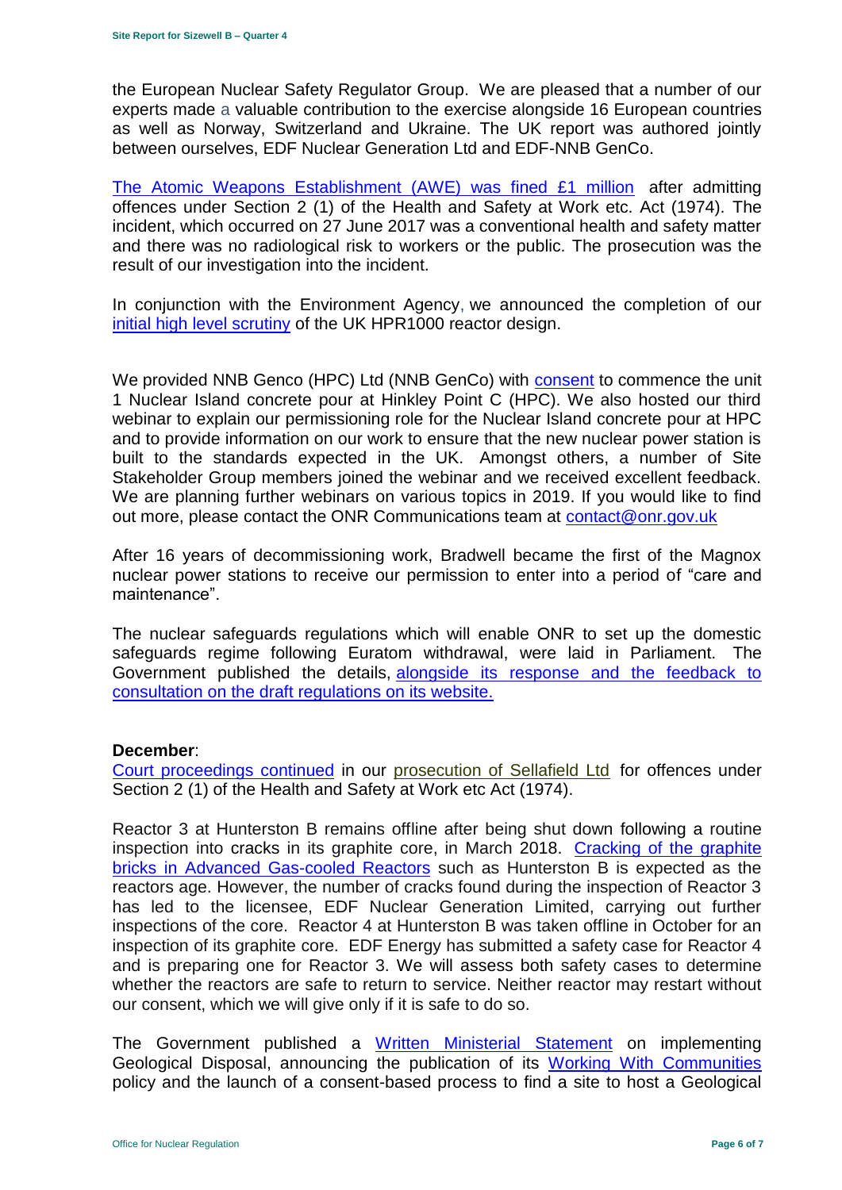the European Nuclear Safety Regulator Group. We are pleased that a number of our experts made a valuable contribution to the exercise alongside 16 European countries as well as Norway, Switzerland and Ukraine. The UK report was authored jointly between ourselves, EDF Nuclear Generation Ltd and EDF-NNB GenCo.

The Atomic Weapons Establishment (AWE) was fined £1 million after admitting offences under Section 2 (1) of the Health and Safety at Work etc. Act (1974). The incident, which occurred on 27 June 2017 was a conventional health and safety matter and there was no radiological risk to workers or the public. The prosecution was the result of our investigation into the incident.

In conjunction with the Environment Agency, we announced the completion of our initial high level scrutiny of the UK HPR1000 reactor design.

We provided NNB Genco (HPC) Ltd (NNB GenCo) with consent to commence the unit 1 Nuclear Island concrete pour at Hinkley Point C (HPC). We also hosted our third webinar to explain our permissioning role for the Nuclear Island concrete pour at HPC and to provide information on our work to ensure that the new nuclear power station is built to the standards expected in the UK. Amongst others, a number of Site Stakeholder Group members joined the webinar and we received excellent feedback. We are planning further webinars on various topics in 2019. If you would like to find out more, please contact the ONR Communications team at contact@onr.gov.uk

After 16 years of decommissioning work, Bradwell became the first of the Magnox nuclear power stations to receive our permission to enter into a period of "care and maintenance".

The nuclear safeguards regulations which will enable ONR to set up the domestic safeguards regime following Euratom withdrawal, were laid in Parliament. The Government published the details, alongside its response and the feedback to consultation on the draft regulations on its website.

**December**:

Court proceedings continued in our prosecution of Sellafield Ltd for offences under Section 2 (1) of the Health and Safety at Work etc Act (1974).

Reactor 3 at Hunterston B remains offline after being shut down following a routine inspection into cracks in its graphite core, in March 2018. Cracking of the graphite bricks in Advanced Gas-cooled Reactors such as Hunterston B is expected as the reactors age. However, the number of cracks found during the inspection of Reactor 3 has led to the licensee, EDF Nuclear Generation Limited, carrying out further inspections of the core. Reactor 4 at Hunterston B was taken offline in October for an inspection of its graphite core. EDF Energy has submitted a safety case for Reactor 4 and is preparing one for Reactor 3. We will assess both safety cases to determine whether the reactors are safe to return to service. Neither reactor may restart without our consent, which we will give only if it is safe to do so.

The Government published a Written Ministerial Statement on implementing Geological Disposal, announcing the publication of its Working With Communities policy and the launch of a consent-based process to find a site to host a Geological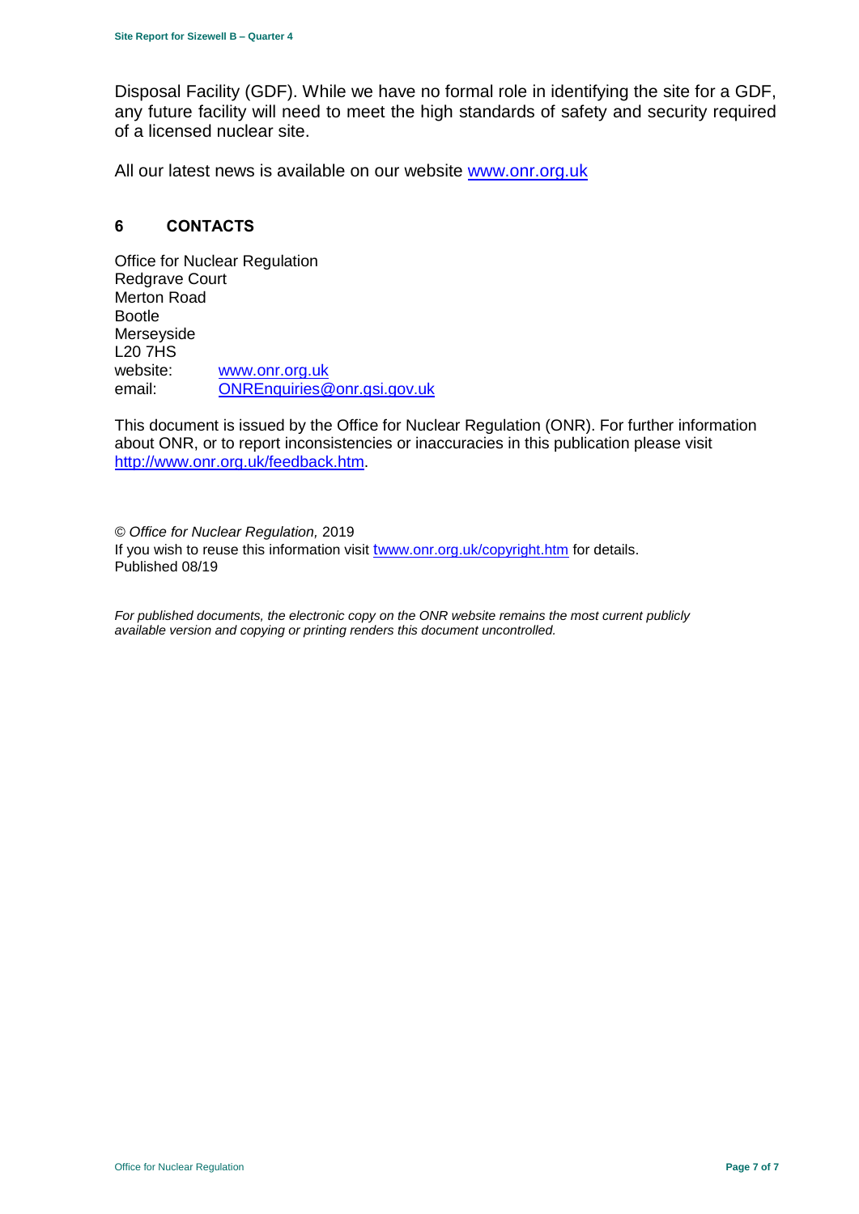Disposal Facility (GDF). While we have no formal role in identifying the site for a GDF, any future facility will need to meet the high standards of safety and security required of a licensed nuclear site.

All our latest news is available on our website www.onr.org.uk

## 6 CONTACTS

Office for Nuclear Regulation
Redgrave Court
Merton Road
Bootle
Merseyside
L20 7HS
website: www.onr.org.uk
email: ONREnquiries@onr.gsi.gov.uk

This document is issued by the Office for Nuclear Regulation (ONR). For further information about ONR, or to report inconsistencies or inaccuracies in this publication please visit http://www.onr.org.uk/feedback.htm.

© *Office for Nuclear Regulation,* 2019
If you wish to reuse this information visit twww.onr.org.uk/copyright.htm for details.
Published 08/19

*For published documents, the electronic copy on the ONR website remains the most current publicly available version and copying or printing renders this document uncontrolled.*